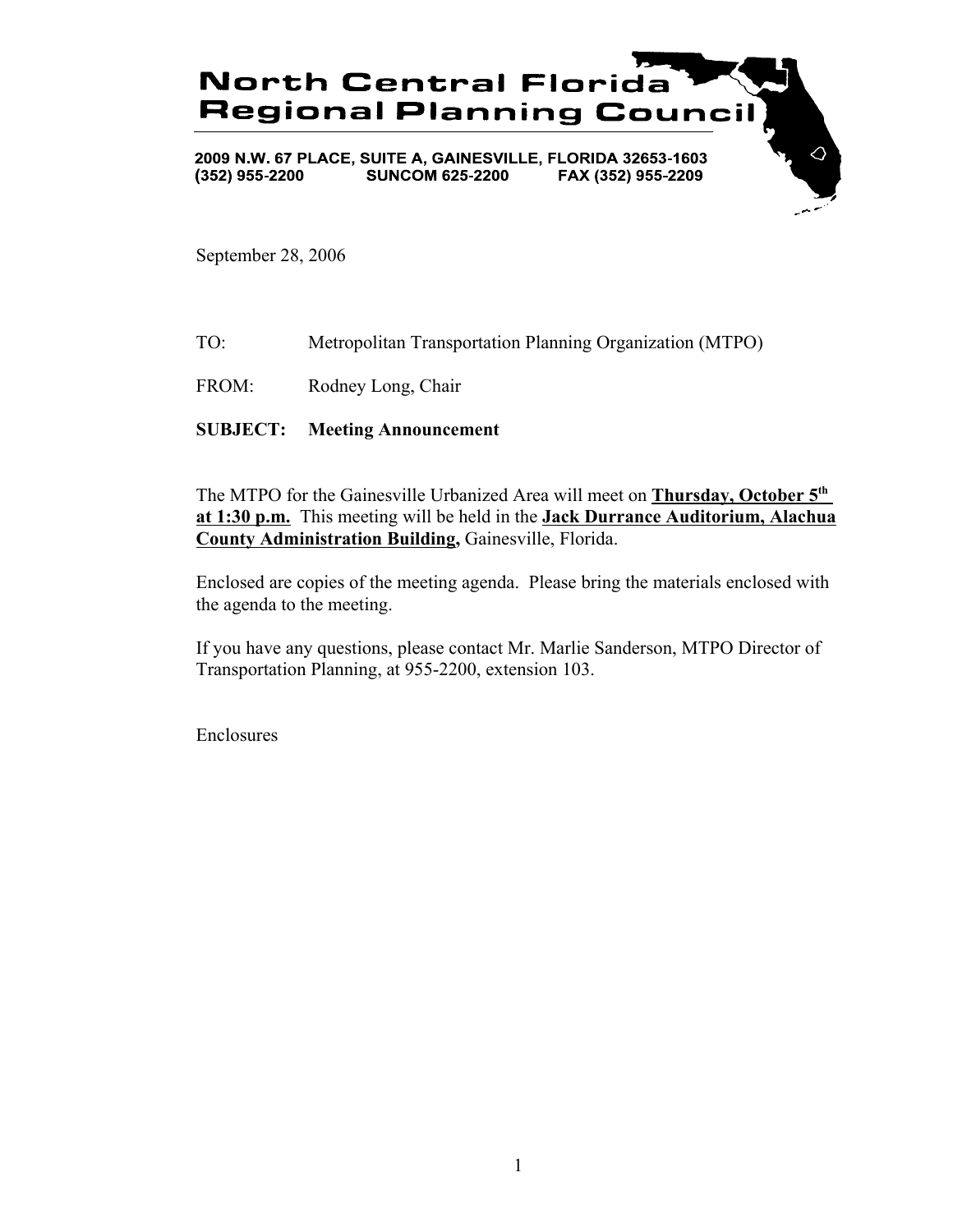# North Central Florida Regional Planning Council

2009 N.W. 67 PLACE, SUITE A, GAINESVILLE, FLORIDA 32653-1603
(352) 955-2200 SUNCOM 625-2200 FAX (352) 955-2209

September 28, 2006

TO: Metropolitan Transportation Planning Organization (MTPO)

FROM: Rodney Long, Chair

**SUBJECT: Meeting Announcement**

The MTPO for the Gainesville Urbanized Area will meet on **Thursday, October 5th at 1:30 p.m.** This meeting will be held in the **Jack Durrance Auditorium, Alachua County Administration Building,** Gainesville, Florida.

Enclosed are copies of the meeting agenda. Please bring the materials enclosed with the agenda to the meeting.

If you have any questions, please contact Mr. Marlie Sanderson, MTPO Director of Transportation Planning, at 955-2200, extension 103.

Enclosures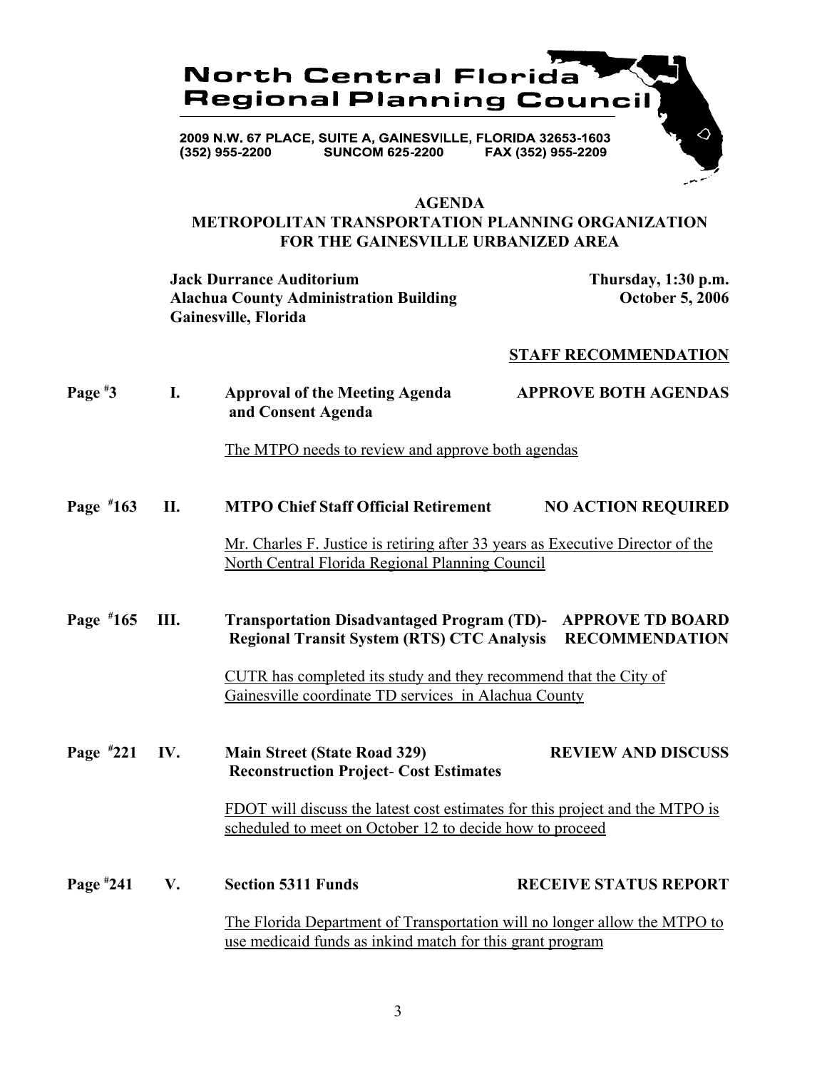# North Central Florida Regional Planning Council

2009 N.W. 67 PLACE, SUITE A, GAINESVILLE, FLORIDA 32653-1603
(352) 955-2200 SUNCOM 625-2200 FAX (352) 955-2209

## AGENDA
## METROPOLITAN TRANSPORTATION PLANNING ORGANIZATION FOR THE GAINESVILLE URBANIZED AREA

**Jack Durrance Auditorium**
**Alachua County Administration Building**
**Gainesville, Florida**

**Thursday, 1:30 p.m.**
**October 5, 2006**

**STAFF RECOMMENDATION**

**Page #3 I. Approval of the Meeting Agenda and Consent Agenda** — **APPROVE BOTH AGENDAS**

The MTPO needs to review and approve both agendas

**Page #163 II. MTPO Chief Staff Official Retirement** — **NO ACTION REQUIRED**

Mr. Charles F. Justice is retiring after 33 years as Executive Director of the North Central Florida Regional Planning Council

**Page #165 III. Transportation Disadvantaged Program (TD)- Regional Transit System (RTS) CTC Analysis** — **APPROVE TD BOARD RECOMMENDATION**

CUTR has completed its study and they recommend that the City of Gainesville coordinate TD services in Alachua County

**Page #221 IV. Main Street (State Road 329) Reconstruction Project- Cost Estimates** — **REVIEW AND DISCUSS**

FDOT will discuss the latest cost estimates for this project and the MTPO is scheduled to meet on October 12 to decide how to proceed

**Page #241 V. Section 5311 Funds** — **RECEIVE STATUS REPORT**

The Florida Department of Transportation will no longer allow the MTPO to use medicaid funds as inkind match for this grant program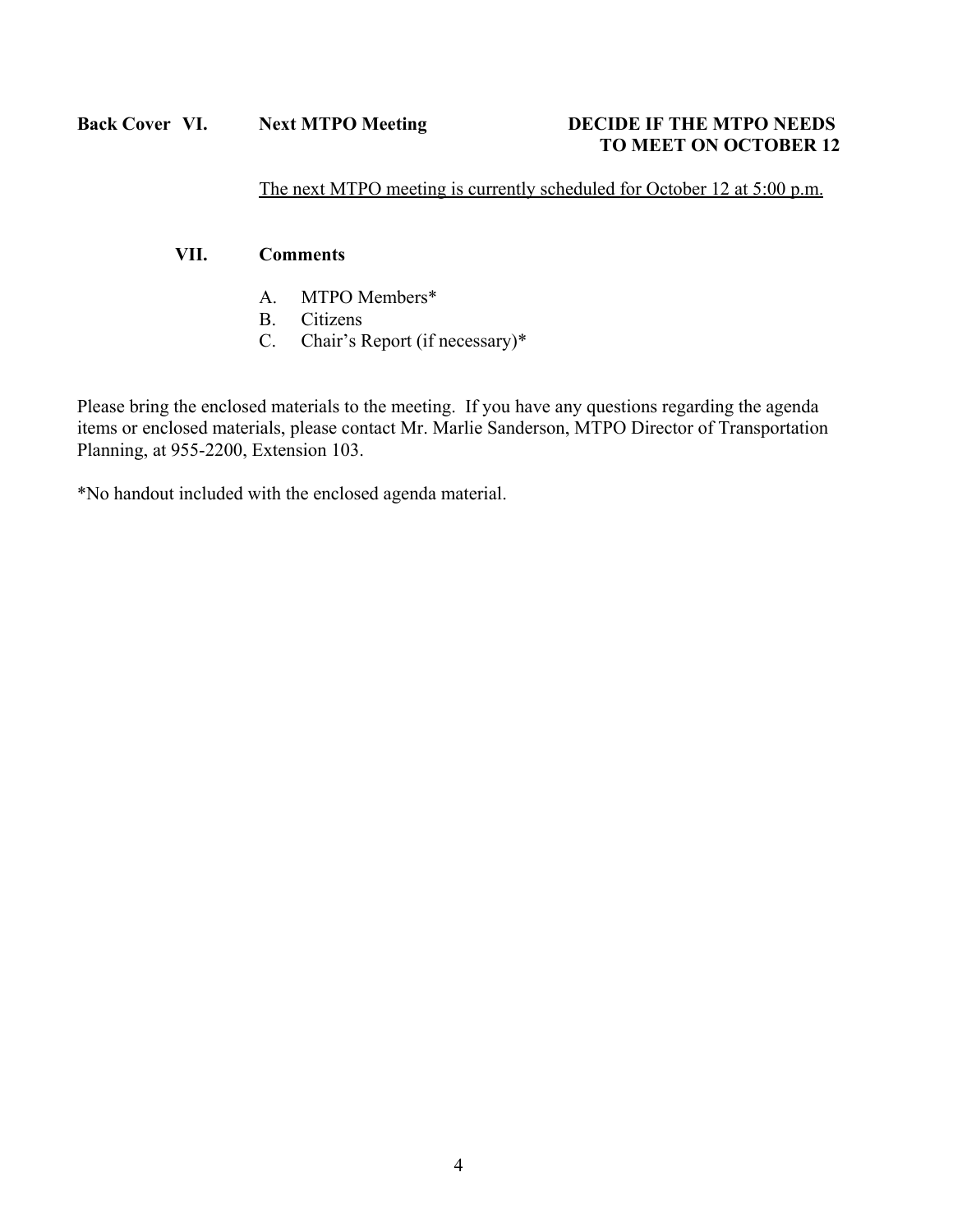**Back Cover VI. Next MTPO Meeting** **DECIDE IF THE MTPO NEEDS TO MEET ON OCTOBER 12**

The next MTPO meeting is currently scheduled for October 12 at 5:00 p.m.

**VII. Comments**

A. MTPO Members*
B. Citizens
C. Chair's Report (if necessary)*

Please bring the enclosed materials to the meeting. If you have any questions regarding the agenda items or enclosed materials, please contact Mr. Marlie Sanderson, MTPO Director of Transportation Planning, at 955-2200, Extension 103.

*No handout included with the enclosed agenda material.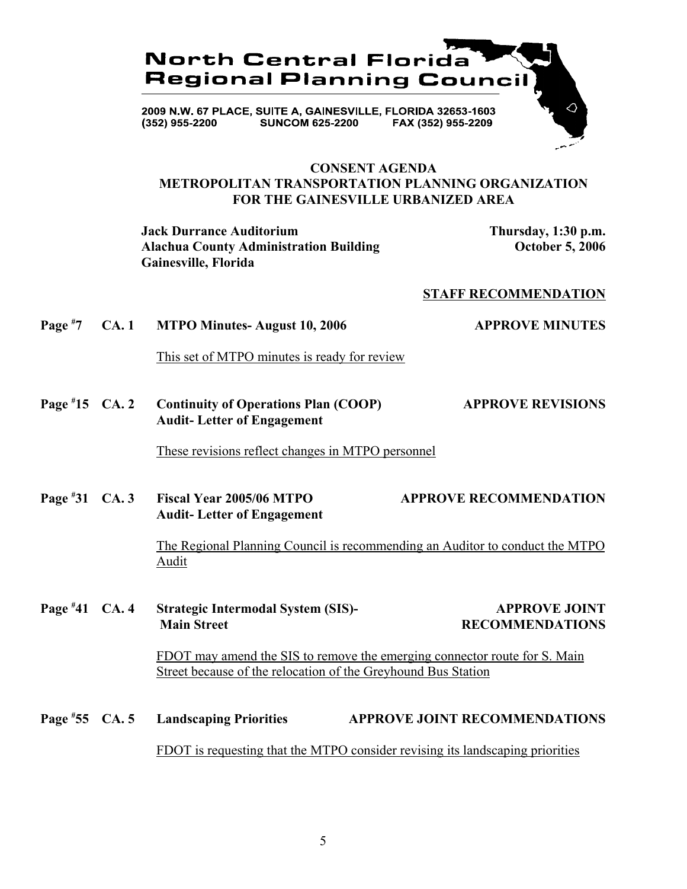# North Central Florida Regional Planning Council

2009 N.W. 67 PLACE, SUITE A, GAINESVILLE, FLORIDA 32653-1603
(352) 955-2200 SUNCOM 625-2200 FAX (352) 955-2209

## CONSENT AGENDA
## METROPOLITAN TRANSPORTATION PLANNING ORGANIZATION FOR THE GAINESVILLE URBANIZED AREA

**Jack Durrance Auditorium**
**Alachua County Administration Building**
**Gainesville, Florida**

**Thursday, 1:30 p.m.**
**October 5, 2006**

**STAFF RECOMMENDATION**

**Page #7 CA. 1 MTPO Minutes- August 10, 2006** — **APPROVE MINUTES**

This set of MTPO minutes is ready for review

**Page #15 CA. 2 Continuity of Operations Plan (COOP) Audit- Letter of Engagement** — **APPROVE REVISIONS**

These revisions reflect changes in MTPO personnel

**Page #31 CA. 3 Fiscal Year 2005/06 MTPO Audit- Letter of Engagement** — **APPROVE RECOMMENDATION**

The Regional Planning Council is recommending an Auditor to conduct the MTPO Audit

**Page #41 CA. 4 Strategic Intermodal System (SIS)- Main Street** — **APPROVE JOINT RECOMMENDATIONS**

FDOT may amend the SIS to remove the emerging connector route for S. Main Street because of the relocation of the Greyhound Bus Station

**Page #55 CA. 5 Landscaping Priorities** — **APPROVE JOINT RECOMMENDATIONS**

FDOT is requesting that the MTPO consider revising its landscaping priorities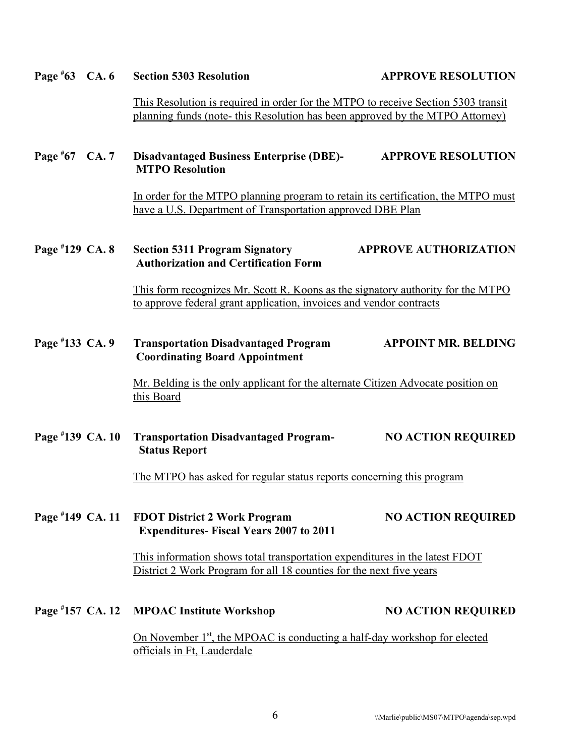**Page #63 CA. 6 Section 5303 Resolution APPROVE RESOLUTION**

This Resolution is required in order for the MTPO to receive Section 5303 transit planning funds (note- this Resolution has been approved by the MTPO Attorney)

**Page #67 CA. 7 Disadvantaged Business Enterprise (DBE)- MTPO Resolution APPROVE RESOLUTION**

In order for the MTPO planning program to retain its certification, the MTPO must have a U.S. Department of Transportation approved DBE Plan

**Page #129 CA. 8 Section 5311 Program Signatory Authorization and Certification Form APPROVE AUTHORIZATION**

This form recognizes Mr. Scott R. Koons as the signatory authority for the MTPO to approve federal grant application, invoices and vendor contracts

**Page #133 CA. 9 Transportation Disadvantaged Program Coordinating Board Appointment APPOINT MR. BELDING**

Mr. Belding is the only applicant for the alternate Citizen Advocate position on this Board

**Page #139 CA. 10 Transportation Disadvantaged Program- Status Report NO ACTION REQUIRED**

The MTPO has asked for regular status reports concerning this program

**Page #149 CA. 11 FDOT District 2 Work Program Expenditures- Fiscal Years 2007 to 2011 NO ACTION REQUIRED**

This information shows total transportation expenditures in the latest FDOT District 2 Work Program for all 18 counties for the next five years

**Page #157 CA. 12 MPOAC Institute Workshop NO ACTION REQUIRED**

On November 1st, the MPOAC is conducting a half-day workshop for elected officials in Ft, Lauderdale

\\Marlie\public\MS07\MTPO\agenda\sep.wpd